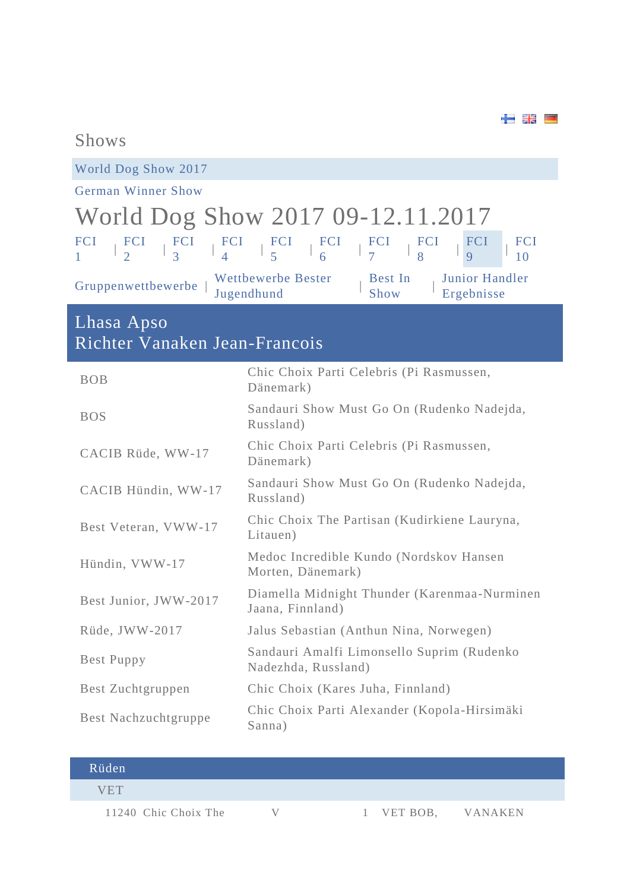# Shows

World Dog Show 2017

German Winner Show

# World Dog Show 2017 09-12.11.2017

FCI 1 | FCI 2 | FCI 3 | FCI 4 | FCI 5 | FCI 6 | FCI 7 | FCI 8 | FCI 9 | FCI 10

Gruppenwettbewerbe | Wettbewerbe Bester Jugendhund | Best In Show | Junior Handler Ergebnisse

## Lhasa Apso
## Richter Vanaken Jean-Francois

| | |
|---|---|
| BOB | Chic Choix Parti Celebris (Pi Rasmussen, Dänemark) |
| BOS | Sandauri Show Must Go On (Rudenko Nadejda, Russland) |
| CACIB Rüde, WW-17 | Chic Choix Parti Celebris (Pi Rasmussen, Dänemark) |
| CACIB Hündin, WW-17 | Sandauri Show Must Go On (Rudenko Nadejda, Russland) |
| Best Veteran, VWW-17 | Chic Choix The Partisan (Kudirkiene Lauryna, Litauen) |
| Hündin, VWW-17 | Medoc Incredible Kundo (Nordskov Hansen Morten, Dänemark) |
| Best Junior, JWW-2017 | Diamella Midnight Thunder (Karenmaa-Nurminen Jaana, Finnland) |
| Rüde, JWW-2017 | Jalus Sebastian (Anthun Nina, Norwegen) |
| Best Puppy | Sandauri Amalfi Limonsello Suprim (Rudenko Nadezhda, Russland) |
| Best Zuchtgruppen | Chic Choix (Kares Juha, Finnland) |
| Best Nachzuchtgruppe | Chic Choix Parti Alexander (Kopola-Hirsimäki Sanna) |

### Rüden

VET

| | | | | |
|---|---|---|---|---|
| 11240 Chic Choix The | V | 1 | VET BOB, | VANAKEN |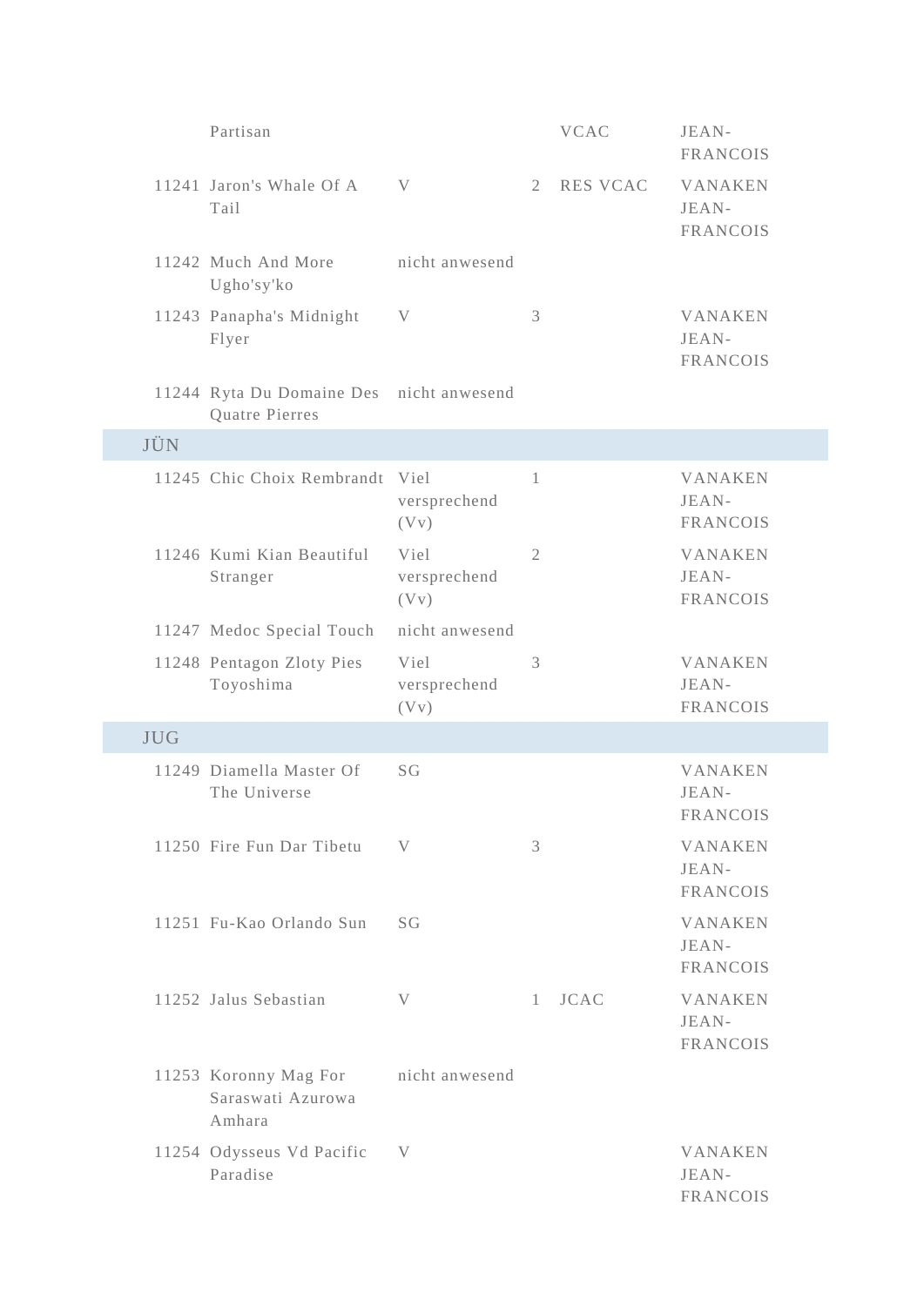| | | | | | |
|---|---|---|---|---|---|
| | Partisan | | | VCAC | JEAN-FRANCOIS |
| 11241 | Jaron's Whale Of A Tail | V | 2 | RES VCAC | VANAKEN JEAN-FRANCOIS |
| 11242 | Much And More Ugho'sy'ko | nicht anwesend | | | |
| 11243 | Panapha's Midnight Flyer | V | 3 | | VANAKEN JEAN-FRANCOIS |
| 11244 | Ryta Du Domaine Des Quatre Pierres | nicht anwesend | | | |
| JÜN | | | | | |
| 11245 | Chic Choix Rembrandt | Viel versprechend (Vv) | 1 | | VANAKEN JEAN-FRANCOIS |
| 11246 | Kumi Kian Beautiful Stranger | Viel versprechend (Vv) | 2 | | VANAKEN JEAN-FRANCOIS |
| 11247 | Medoc Special Touch | nicht anwesend | | | |
| 11248 | Pentagon Zloty Pies Toyoshima | Viel versprechend (Vv) | 3 | | VANAKEN JEAN-FRANCOIS |
| JUG | | | | | |
| 11249 | Diamella Master Of The Universe | SG | | | VANAKEN JEAN-FRANCOIS |
| 11250 | Fire Fun Dar Tibetu | V | 3 | | VANAKEN JEAN-FRANCOIS |
| 11251 | Fu-Kao Orlando Sun | SG | | | VANAKEN JEAN-FRANCOIS |
| 11252 | Jalus Sebastian | V | 1 | JCAC | VANAKEN JEAN-FRANCOIS |
| 11253 | Koronny Mag For Saraswati Azurowa Amhara | nicht anwesend | | | |
| 11254 | Odysseus Vd Pacific Paradise | V | | | VANAKEN JEAN-FRANCOIS |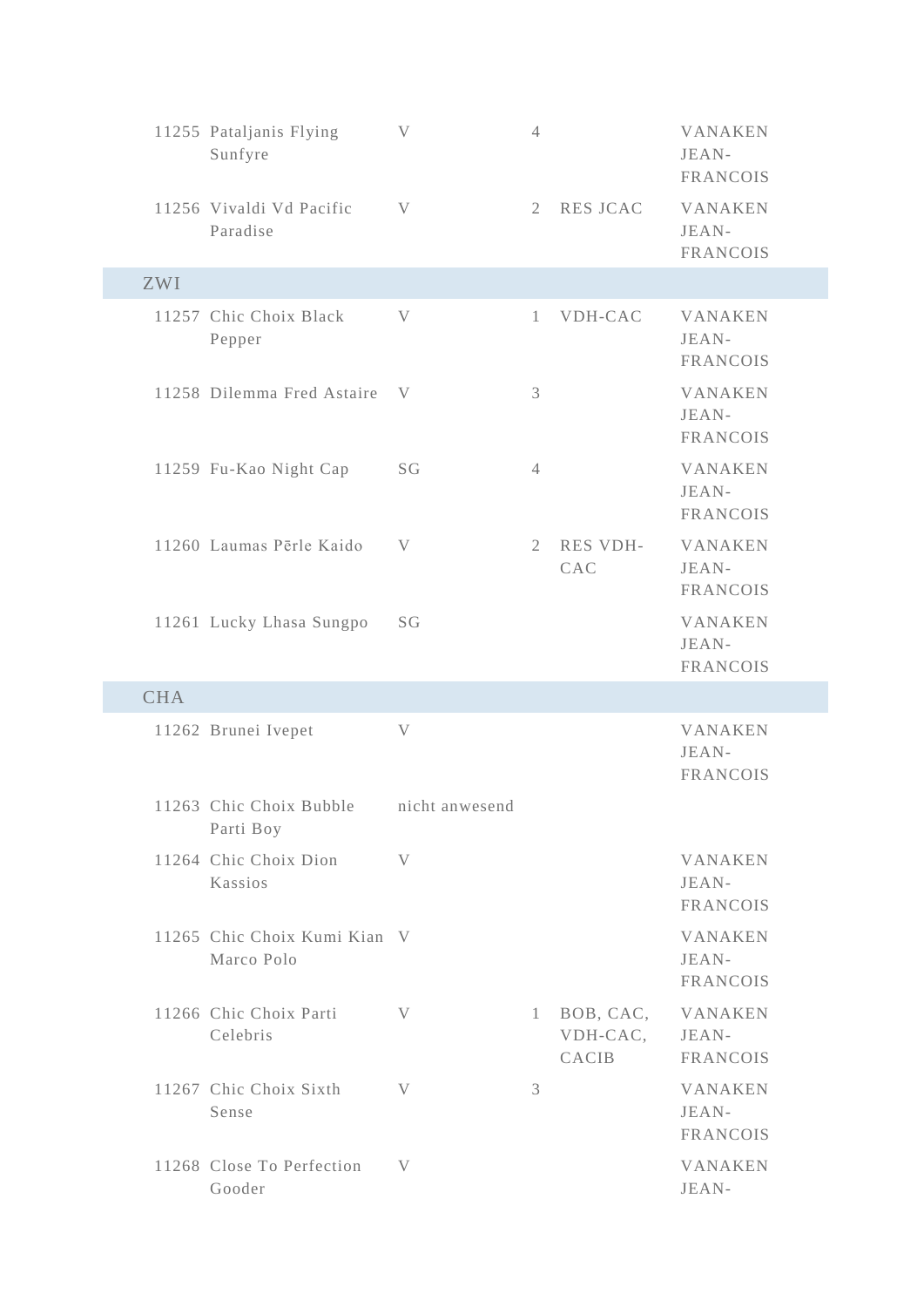| | | | | | |
|---|---|---|---|---|---|
| 11255 | Pataljanis Flying Sunfyre | V | 4 | | VANAKEN JEAN-FRANCOIS |
| 11256 | Vivaldi Vd Pacific Paradise | V | 2 | RES JCAC | VANAKEN JEAN-FRANCOIS |
| ZWI | | | | | |
| 11257 | Chic Choix Black Pepper | V | 1 | VDH-CAC | VANAKEN JEAN-FRANCOIS |
| 11258 | Dilemma Fred Astaire | V | 3 | | VANAKEN JEAN-FRANCOIS |
| 11259 | Fu-Kao Night Cap | SG | 4 | | VANAKEN JEAN-FRANCOIS |
| 11260 | Laumas Pērle Kaido | V | 2 | RES VDH-CAC | VANAKEN JEAN-FRANCOIS |
| 11261 | Lucky Lhasa Sungpo | SG | | | VANAKEN JEAN-FRANCOIS |
| CHA | | | | | |
| 11262 | Brunei Ivepet | V | | | VANAKEN JEAN-FRANCOIS |
| 11263 | Chic Choix Bubble Parti Boy | nicht anwesend | | | |
| 11264 | Chic Choix Dion Kassios | V | | | VANAKEN JEAN-FRANCOIS |
| 11265 | Chic Choix Kumi Kian Marco Polo | V | | | VANAKEN JEAN-FRANCOIS |
| 11266 | Chic Choix Parti Celebris | V | 1 | BOB, CAC, VDH-CAC, CACIB | VANAKEN JEAN-FRANCOIS |
| 11267 | Chic Choix Sixth Sense | V | 3 | | VANAKEN JEAN-FRANCOIS |
| 11268 | Close To Perfection Gooder | V | | | VANAKEN JEAN- |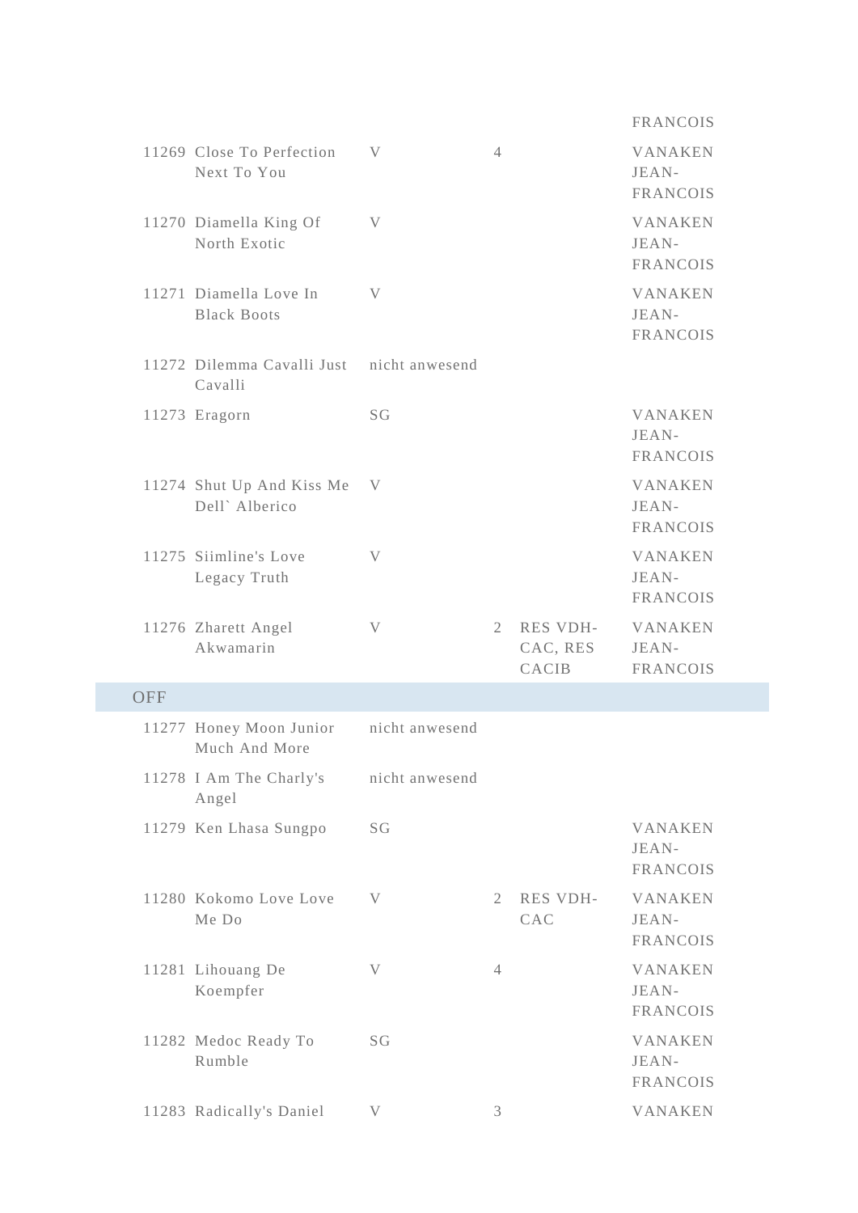| | | | | | |
|---|---|---|---|---|---|
| | | | | | FRANCOIS |
| 11269 | Close To Perfection Next To You | V | 4 | | VANAKEN JEAN-FRANCOIS |
| 11270 | Diamella King Of North Exotic | V | | | VANAKEN JEAN-FRANCOIS |
| 11271 | Diamella Love In Black Boots | V | | | VANAKEN JEAN-FRANCOIS |
| 11272 | Dilemma Cavalli Just Cavalli | nicht anwesend | | | |
| 11273 | Eragorn | SG | | | VANAKEN JEAN-FRANCOIS |
| 11274 | Shut Up And Kiss Me Dell` Alberico | V | | | VANAKEN JEAN-FRANCOIS |
| 11275 | Siimline's Love Legacy Truth | V | | | VANAKEN JEAN-FRANCOIS |
| 11276 | Zharett Angel Akwamarin | V | 2 | RES VDH-CAC, RES CACIB | VANAKEN JEAN-FRANCOIS |
| OFF | | | | | |
| 11277 | Honey Moon Junior Much And More | nicht anwesend | | | |
| 11278 | I Am The Charly's Angel | nicht anwesend | | | |
| 11279 | Ken Lhasa Sungpo | SG | | | VANAKEN JEAN-FRANCOIS |
| 11280 | Kokomo Love Love Me Do | V | 2 | RES VDH-CAC | VANAKEN JEAN-FRANCOIS |
| 11281 | Lihouang De Koempfer | V | 4 | | VANAKEN JEAN-FRANCOIS |
| 11282 | Medoc Ready To Rumble | SG | | | VANAKEN JEAN-FRANCOIS |
| 11283 | Radically's Daniel | V | 3 | | VANAKEN |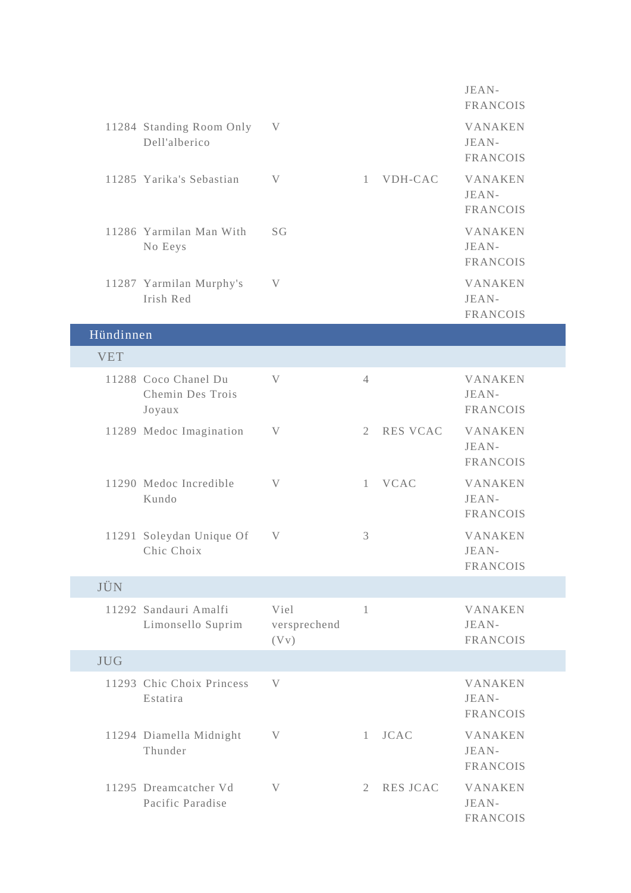| | | | | | |
|---|---|---|---|---|---|
| | | | | | JEAN-FRANCOIS |
| 11284 | Standing Room Only Dell'alberico | V | | | VANAKEN JEAN-FRANCOIS |
| 11285 | Yarika's Sebastian | V | 1 | VDH-CAC | VANAKEN JEAN-FRANCOIS |
| 11286 | Yarmilan Man With No Eeys | SG | | | VANAKEN JEAN-FRANCOIS |
| 11287 | Yarmilan Murphy's Irish Red | V | | | VANAKEN JEAN-FRANCOIS |
| **Hündinnen** | | | | | |
| VET | | | | | |
| 11288 | Coco Chanel Du Chemin Des Trois Joyaux | V | 4 | | VANAKEN JEAN-FRANCOIS |
| 11289 | Medoc Imagination | V | 2 | RES VCAC | VANAKEN JEAN-FRANCOIS |
| 11290 | Medoc Incredible Kundo | V | 1 | VCAC | VANAKEN JEAN-FRANCOIS |
| 11291 | Soleydan Unique Of Chic Choix | V | 3 | | VANAKEN JEAN-FRANCOIS |
| JÜN | | | | | |
| 11292 | Sandauri Amalfi Limonsello Suprim | Viel versprechend (Vv) | 1 | | VANAKEN JEAN-FRANCOIS |
| JUG | | | | | |
| 11293 | Chic Choix Princess Estatira | V | | | VANAKEN JEAN-FRANCOIS |
| 11294 | Diamella Midnight Thunder | V | 1 | JCAC | VANAKEN JEAN-FRANCOIS |
| 11295 | Dreamcatcher Vd Pacific Paradise | V | 2 | RES JCAC | VANAKEN JEAN-FRANCOIS |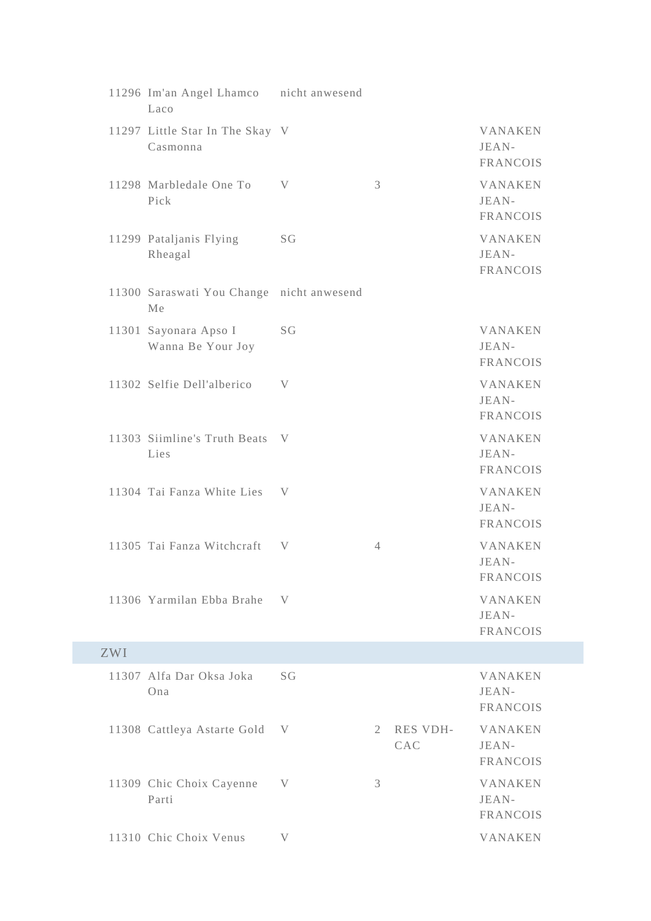| | | | | | |
|---|---|---|---|---|---|
| 11296 | Im'an Angel Lhamco Laco | nicht anwesend | | | |
| 11297 | Little Star In The Skay Casmonna | V | | | VANAKEN JEAN-FRANCOIS |
| 11298 | Marbledale One To Pick | V | 3 | | VANAKEN JEAN-FRANCOIS |
| 11299 | Pataljanis Flying Rheagal | SG | | | VANAKEN JEAN-FRANCOIS |
| 11300 | Saraswati You Change Me | nicht anwesend | | | |
| 11301 | Sayonara Apso I Wanna Be Your Joy | SG | | | VANAKEN JEAN-FRANCOIS |
| 11302 | Selfie Dell'alberico | V | | | VANAKEN JEAN-FRANCOIS |
| 11303 | Siimline's Truth Beats Lies | V | | | VANAKEN JEAN-FRANCOIS |
| 11304 | Tai Fanza White Lies | V | | | VANAKEN JEAN-FRANCOIS |
| 11305 | Tai Fanza Witchcraft | V | 4 | | VANAKEN JEAN-FRANCOIS |
| 11306 | Yarmilan Ebba Brahe | V | | | VANAKEN JEAN-FRANCOIS |
| **ZWI** | | | | | |
| 11307 | Alfa Dar Oksa Joka Ona | SG | | | VANAKEN JEAN-FRANCOIS |
| 11308 | Cattleya Astarte Gold | V | 2 | RES VDH-CAC | VANAKEN JEAN-FRANCOIS |
| 11309 | Chic Choix Cayenne Parti | V | 3 | | VANAKEN JEAN-FRANCOIS |
| 11310 | Chic Choix Venus | V | | | VANAKEN |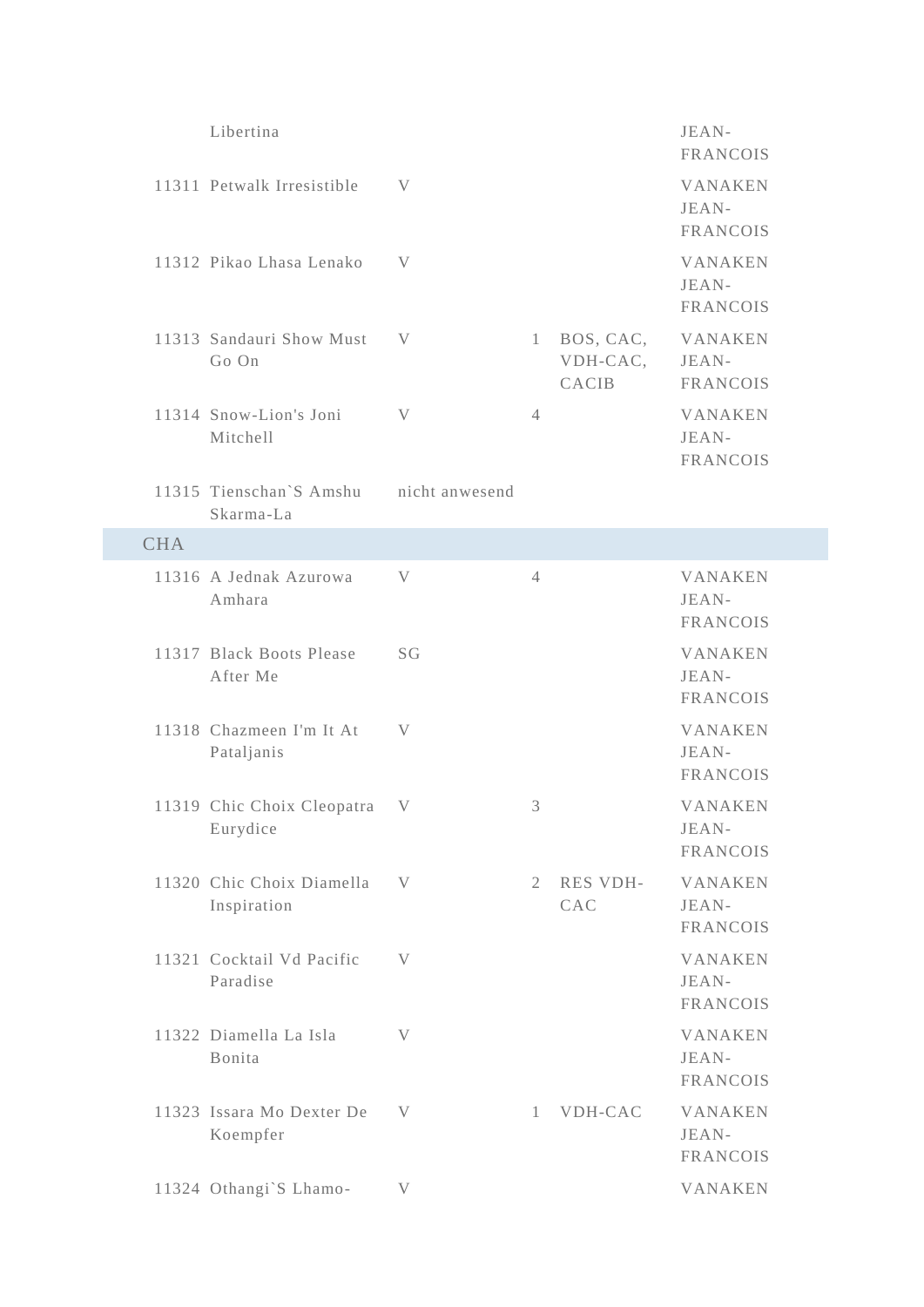| | Name | Bewertung | Platz | Titel | Richter |
|---|---|---|---|---|---|
| | Libertina | | | | JEAN-FRANCOIS |
| 11311 | Petwalk Irresistible | V | | | VANAKEN JEAN-FRANCOIS |
| 11312 | Pikao Lhasa Lenako | V | | | VANAKEN JEAN-FRANCOIS |
| 11313 | Sandauri Show Must Go On | V | 1 | BOS, CAC, VDH-CAC, CACIB | VANAKEN JEAN-FRANCOIS |
| 11314 | Snow-Lion's Joni Mitchell | V | 4 | | VANAKEN JEAN-FRANCOIS |
| 11315 | Tienschan`S Amshu Skarma-La | nicht anwesend | | | |
| CHA | | | | | |
| 11316 | A Jednak Azurowa Amhara | V | 4 | | VANAKEN JEAN-FRANCOIS |
| 11317 | Black Boots Please After Me | SG | | | VANAKEN JEAN-FRANCOIS |
| 11318 | Chazmeen I'm It At Pataljanis | V | | | VANAKEN JEAN-FRANCOIS |
| 11319 | Chic Choix Cleopatra Eurydice | V | 3 | | VANAKEN JEAN-FRANCOIS |
| 11320 | Chic Choix Diamella Inspiration | V | 2 | RES VDH-CAC | VANAKEN JEAN-FRANCOIS |
| 11321 | Cocktail Vd Pacific Paradise | V | | | VANAKEN JEAN-FRANCOIS |
| 11322 | Diamella La Isla Bonita | V | | | VANAKEN JEAN-FRANCOIS |
| 11323 | Issara Mo Dexter De Koempfer | V | 1 | VDH-CAC | VANAKEN JEAN-FRANCOIS |
| 11324 | Othangi`S Lhamo- | V | | | VANAKEN |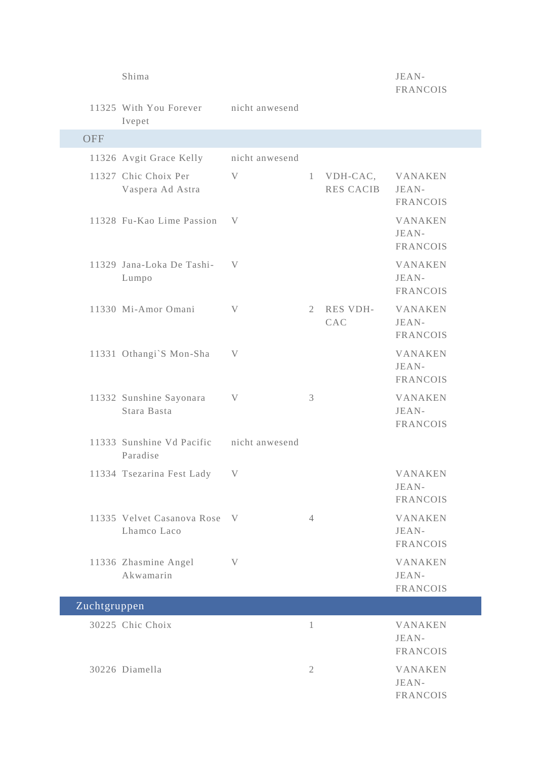| | | | | | |
|---|---|---|---|---|---|
| | Shima | | | | JEAN-FRANCOIS |
| 11325 | With You Forever Ivepet | nicht anwesend | | | |

**OFF**

| | | | | | |
|---|---|---|---|---|---|
| 11326 | Avgit Grace Kelly | nicht anwesend | | | |
| 11327 | Chic Choix Per Vaspera Ad Astra | V | 1 | VDH-CAC, RES CACIB | VANAKEN JEAN-FRANCOIS |
| 11328 | Fu-Kao Lime Passion | V | | | VANAKEN JEAN-FRANCOIS |
| 11329 | Jana-Loka De Tashi-Lumpo | V | | | VANAKEN JEAN-FRANCOIS |
| 11330 | Mi-Amor Omani | V | 2 | RES VDH-CAC | VANAKEN JEAN-FRANCOIS |
| 11331 | Othangi`S Mon-Sha | V | | | VANAKEN JEAN-FRANCOIS |
| 11332 | Sunshine Sayonara Stara Basta | V | 3 | | VANAKEN JEAN-FRANCOIS |
| 11333 | Sunshine Vd Pacific Paradise | nicht anwesend | | | |
| 11334 | Tsezarina Fest Lady | V | | | VANAKEN JEAN-FRANCOIS |
| 11335 | Velvet Casanova Rose Lhamco Laco | V | 4 | | VANAKEN JEAN-FRANCOIS |
| 11336 | Zhasmine Angel Akwamarin | V | | | VANAKEN JEAN-FRANCOIS |

## Zuchtgruppen

| | | | | | |
|---|---|---|---|---|---|
| 30225 | Chic Choix | | 1 | | VANAKEN JEAN-FRANCOIS |
| 30226 | Diamella | | 2 | | VANAKEN JEAN-FRANCOIS |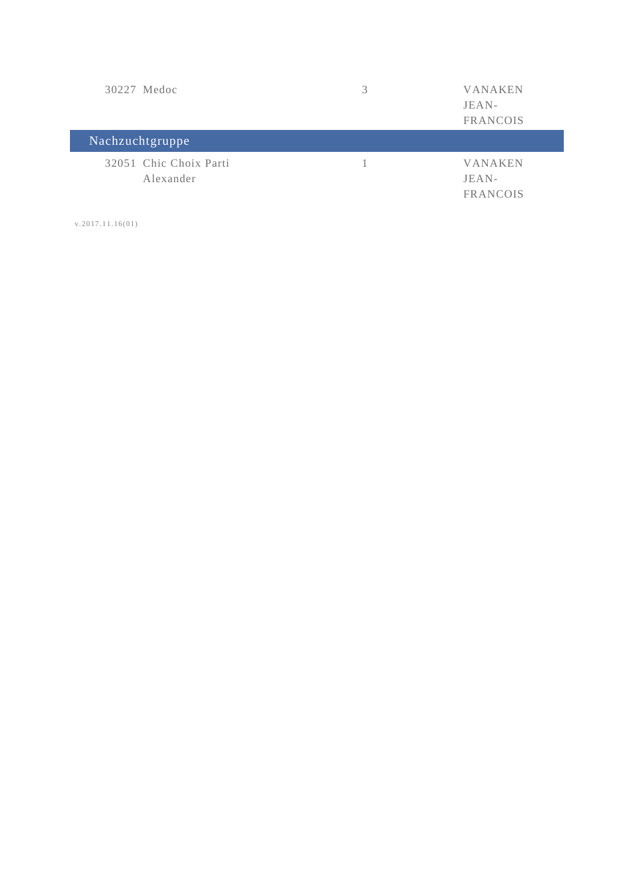| | | | |
|---|---|---|---|
| 30227 | Medoc | 3 | VANAKEN JEAN-FRANCOIS |

## Nachzuchtgruppe

| | | | |
|---|---|---|---|
| 32051 | Chic Choix Parti Alexander | 1 | VANAKEN JEAN-FRANCOIS |

v.2017.11.16(01)